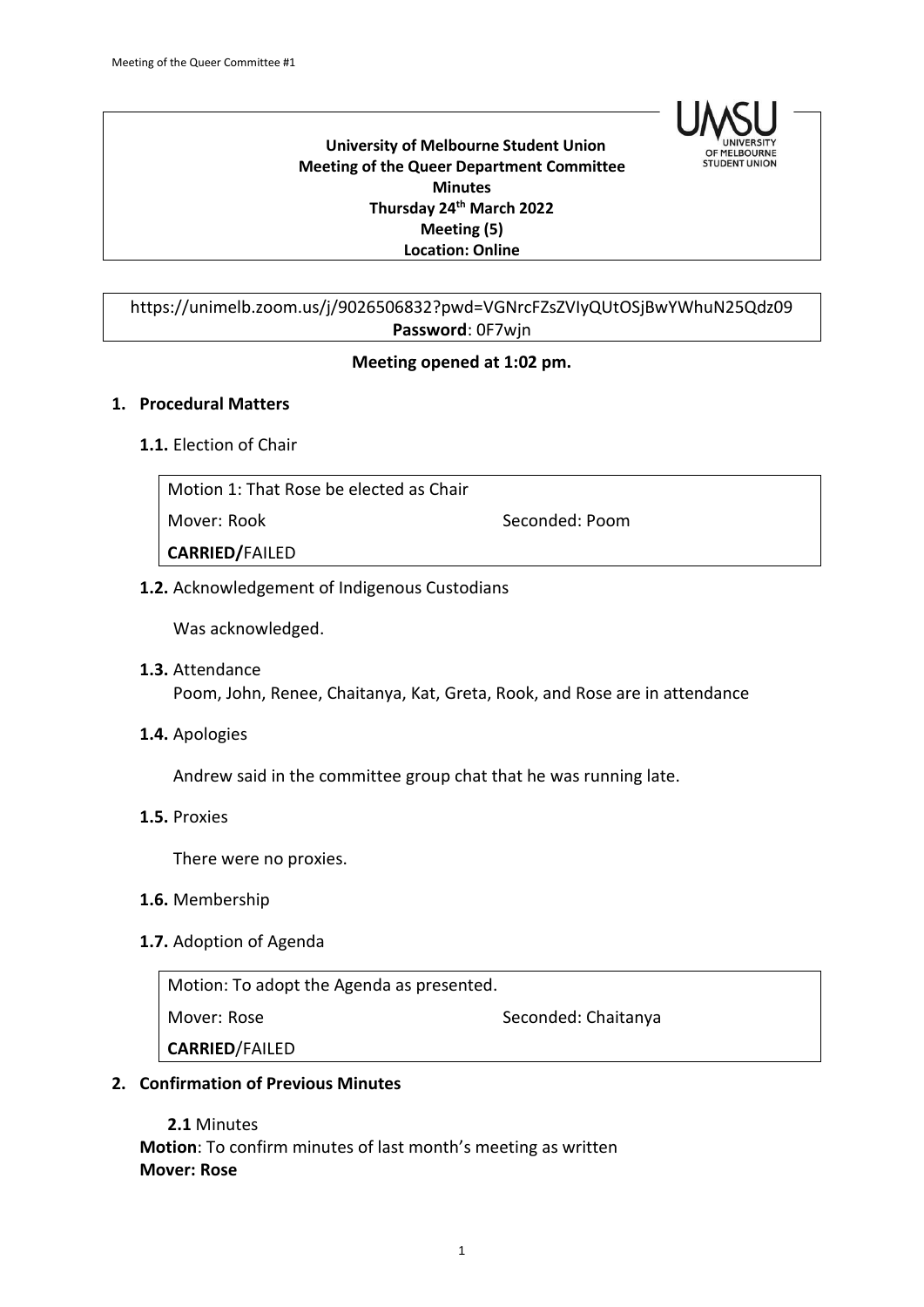**University of Melbourne Student Union**
**Meeting of the Queer Department Committee**
**Minutes**
**Thursday 24th March 2022**
**Meeting (5)**
**Location: Online**

https://unimelb.zoom.us/j/9026506832?pwd=VGNrcFZsZVIyQUtOSjBwYWhuN25Qdz09
**Password**: 0F7wjn

**Meeting opened at 1:02 pm.**

## 1. Procedural Matters

**1.1.** Election of Chair

| | |
|---|---|
| Motion 1: That Rose be elected as Chair | |
| Mover: Rook | Seconded: Poom |
| **CARRIED/**FAILED | |

**1.2.** Acknowledgement of Indigenous Custodians

Was acknowledged.

**1.3.** Attendance
Poom, John, Renee, Chaitanya, Kat, Greta, Rook, and Rose are in attendance

**1.4.** Apologies

Andrew said in the committee group chat that he was running late.

**1.5.** Proxies

There were no proxies.

**1.6.** Membership

**1.7.** Adoption of Agenda

| | |
|---|---|
| Motion: To adopt the Agenda as presented. | |
| Mover: Rose | Seconded: Chaitanya |
| **CARRIED**/FAILED | |

## 2. Confirmation of Previous Minutes

**2.1** Minutes
**Motion**: To confirm minutes of last month's meeting as written
**Mover: Rose**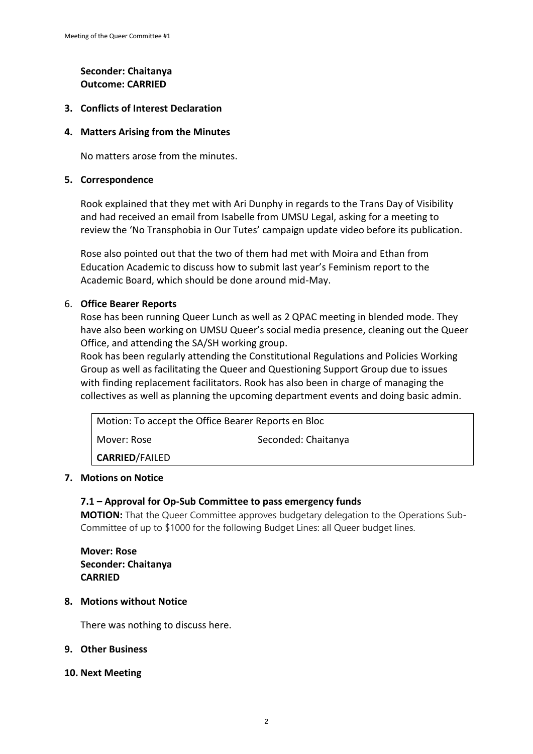**Seconder: Chaitanya**
**Outcome: CARRIED**

**3. Conflicts of Interest Declaration**

**4. Matters Arising from the Minutes**

No matters arose from the minutes.

**5. Correspondence**

Rook explained that they met with Ari Dunphy in regards to the Trans Day of Visibility and had received an email from Isabelle from UMSU Legal, asking for a meeting to review the 'No Transphobia in Our Tutes' campaign update video before its publication.

Rose also pointed out that the two of them had met with Moira and Ethan from Education Academic to discuss how to submit last year's Feminism report to the Academic Board, which should be done around mid-May.

6. **Office Bearer Reports**

Rose has been running Queer Lunch as well as 2 QPAC meeting in blended mode. They have also been working on UMSU Queer's social media presence, cleaning out the Queer Office, and attending the SA/SH working group.

Rook has been regularly attending the Constitutional Regulations and Policies Working Group as well as facilitating the Queer and Questioning Support Group due to issues with finding replacement facilitators. Rook has also been in charge of managing the collectives as well as planning the upcoming department events and doing basic admin.

| | |
|---|---|
| Motion: To accept the Office Bearer Reports en Bloc | |
| Mover: Rose | Seconded: Chaitanya |
| **CARRIED**/FAILED | |

**7. Motions on Notice**

**7.1 – Approval for Op-Sub Committee to pass emergency funds**

**MOTION:** That the Queer Committee approves budgetary delegation to the Operations Sub-Committee of up to $1000 for the following Budget Lines: all Queer budget lines.

**Mover: Rose**
**Seconder: Chaitanya**
**CARRIED**

**8. Motions without Notice**

There was nothing to discuss here.

**9. Other Business**

**10. Next Meeting**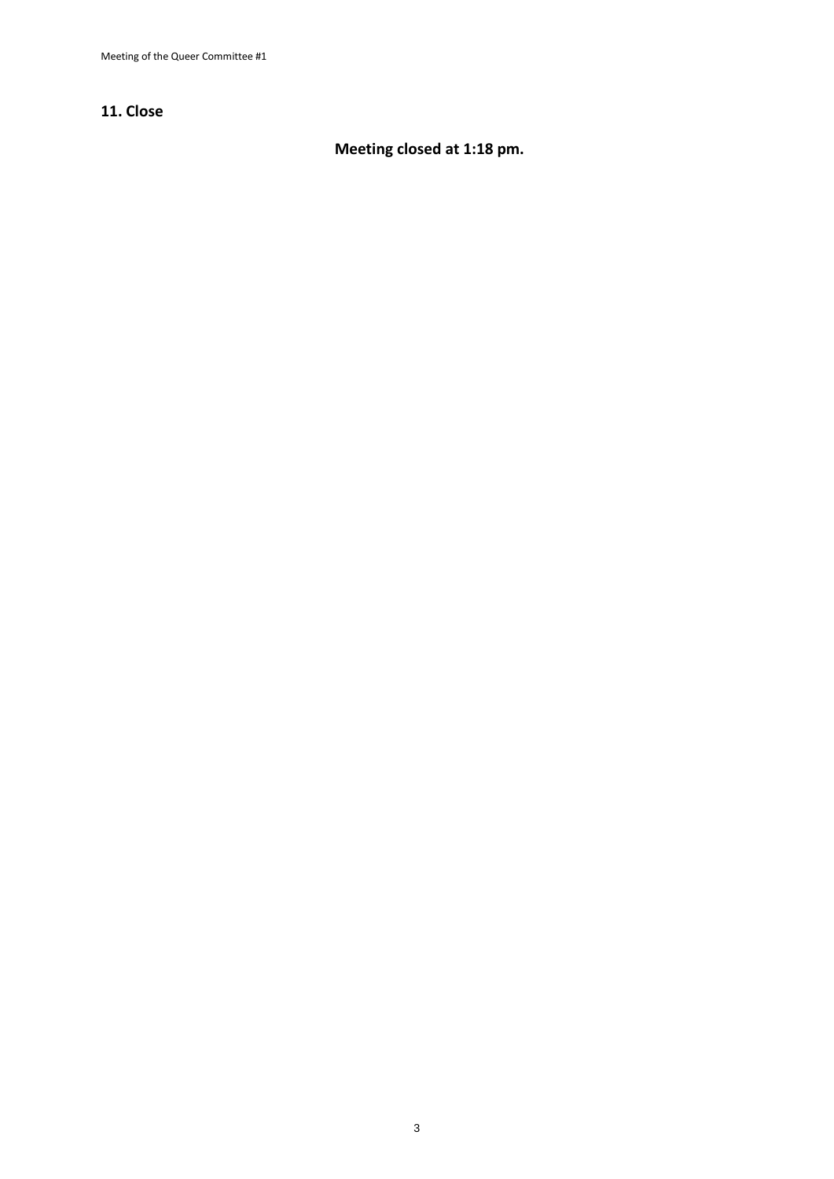## 11. Close

**Meeting closed at 1:18 pm.**